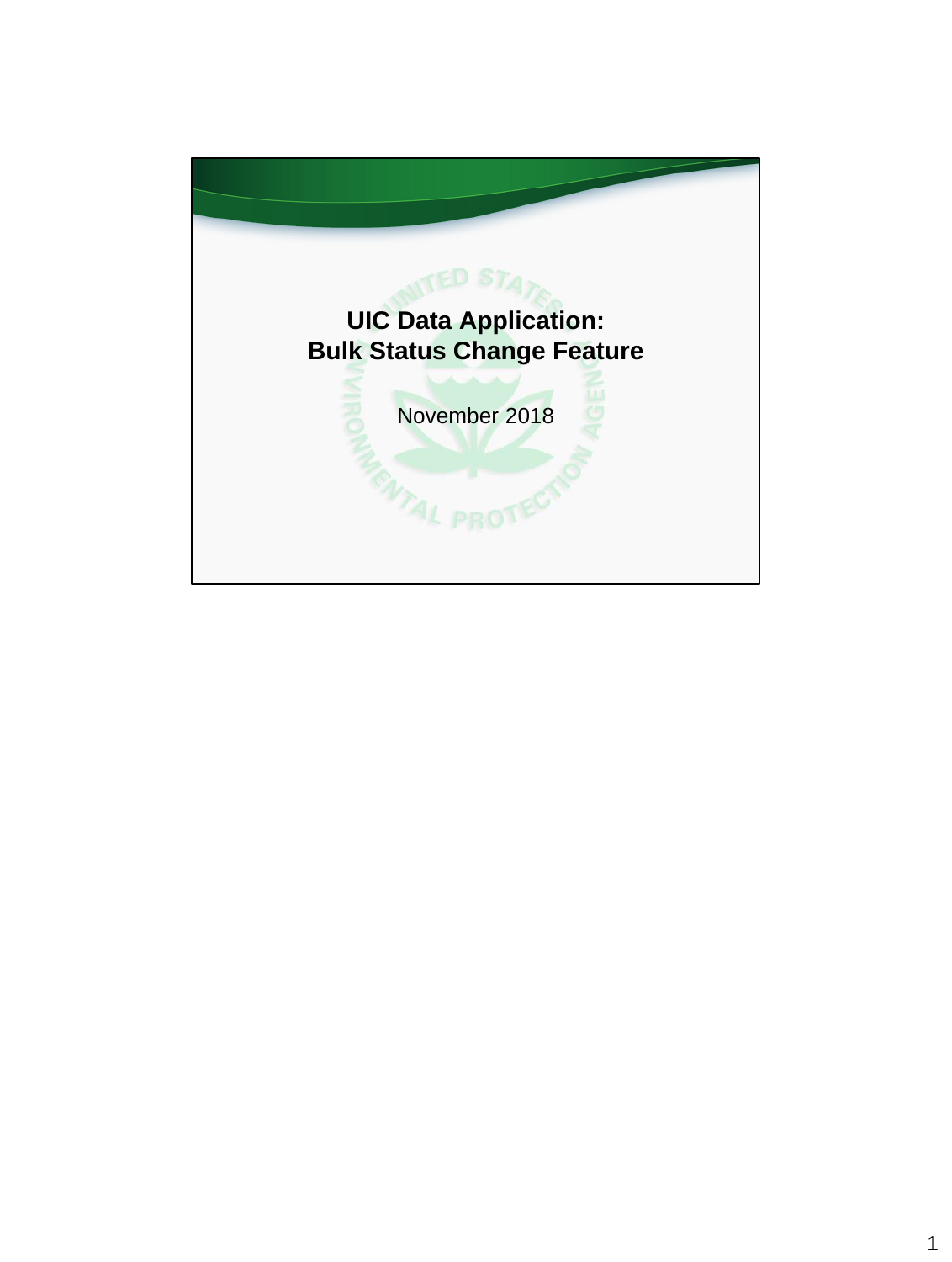# UIC Data Application: Bulk Status Change Feature

November 2018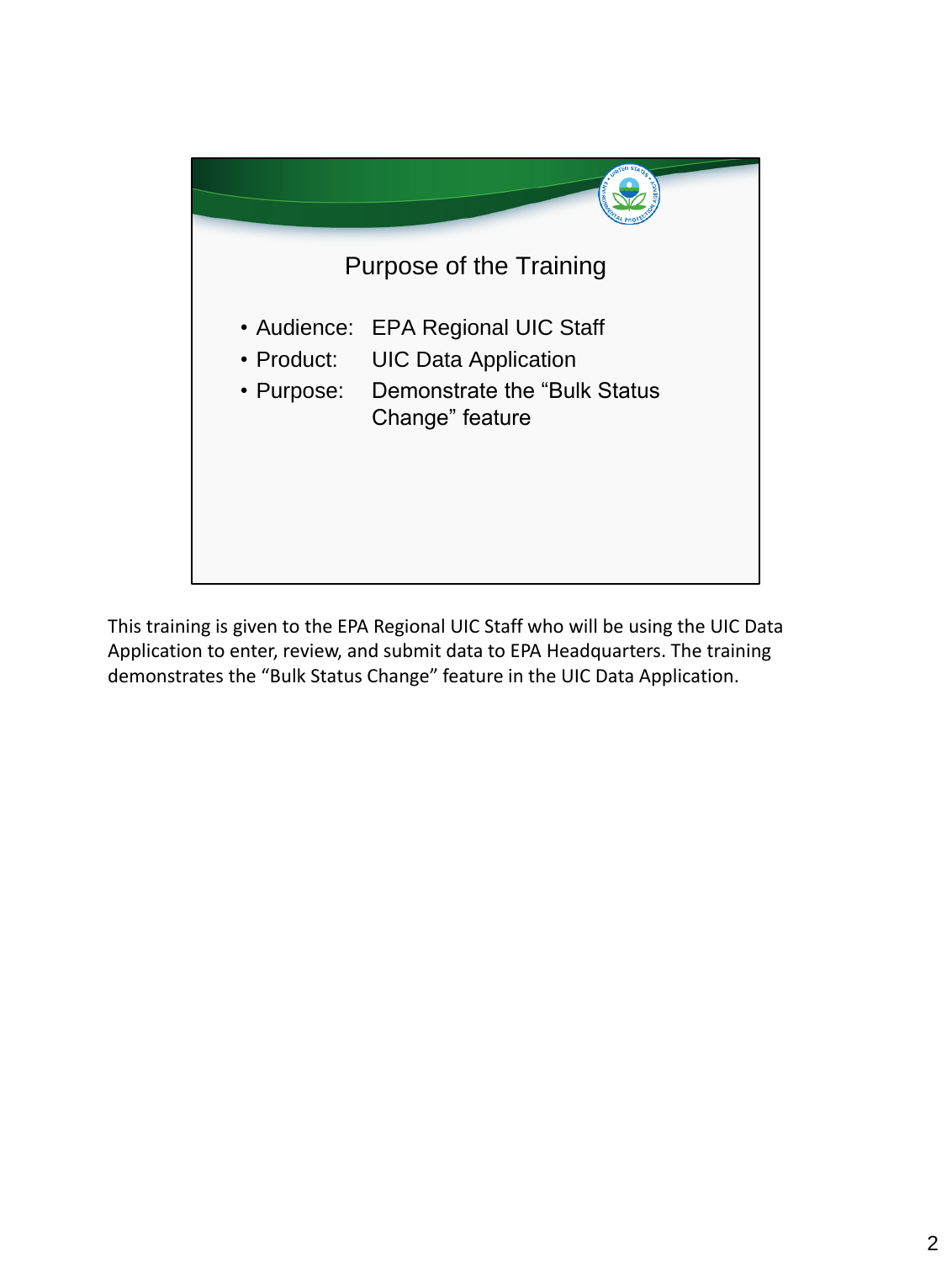## Purpose of the Training

- Audience: EPA Regional UIC Staff
- Product: UIC Data Application
- Purpose: Demonstrate the “Bulk Status Change” feature

This training is given to the EPA Regional UIC Staff who will be using the UIC Data Application to enter, review, and submit data to EPA Headquarters. The training demonstrates the “Bulk Status Change” feature in the UIC Data Application.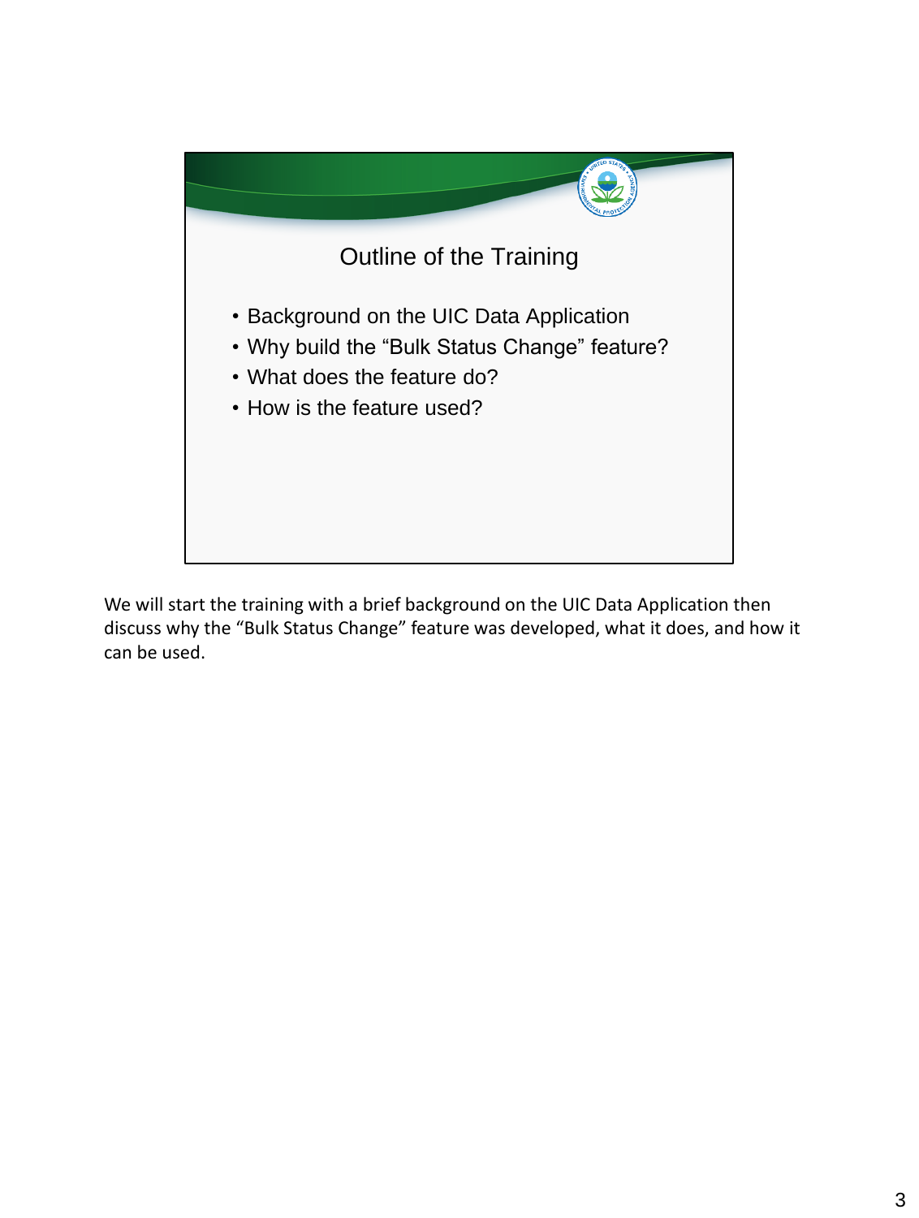## Outline of the Training

- Background on the UIC Data Application
- Why build the “Bulk Status Change” feature?
- What does the feature do?
- How is the feature used?

We will start the training with a brief background on the UIC Data Application then discuss why the “Bulk Status Change” feature was developed, what it does, and how it can be used.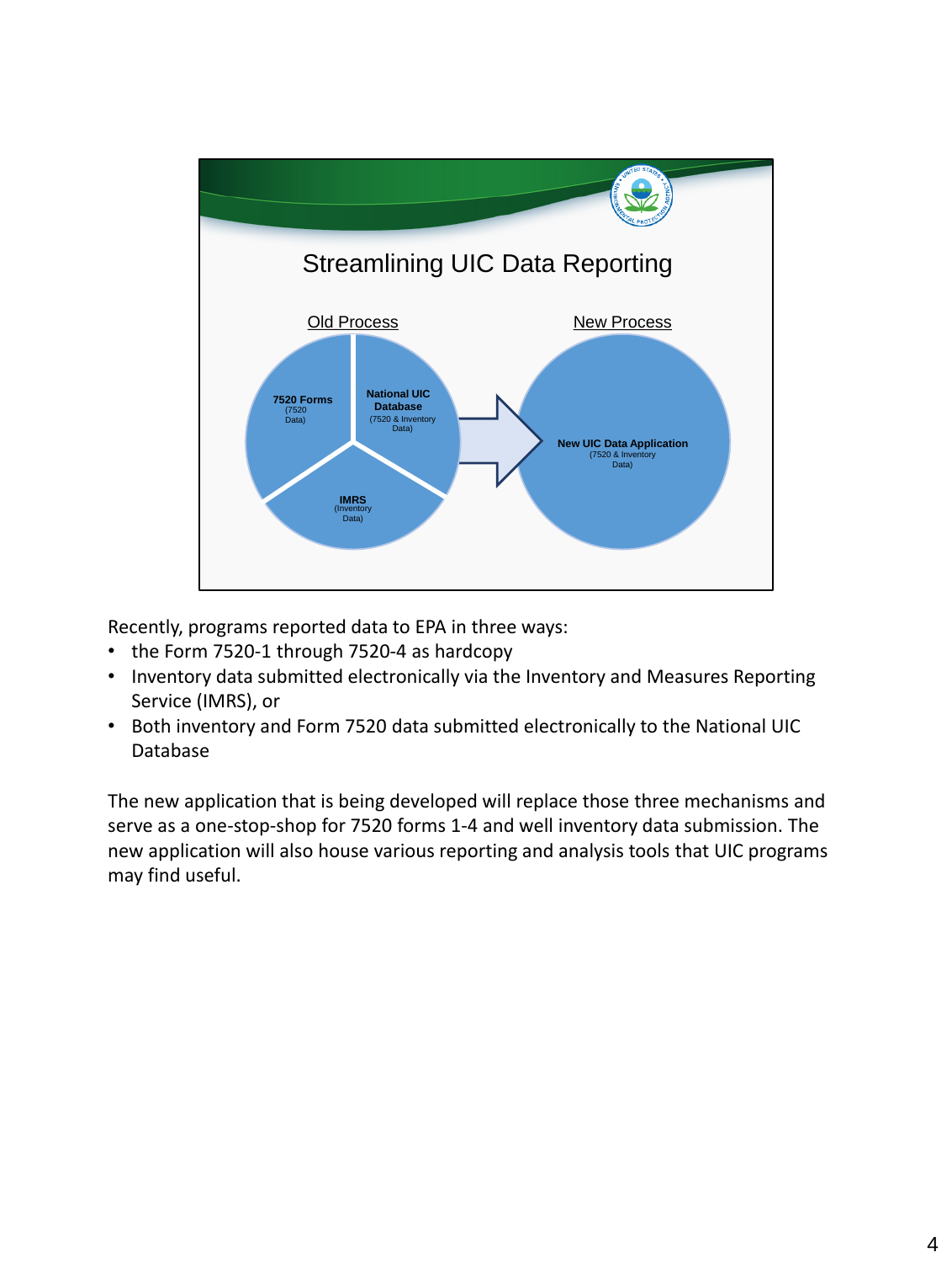## Streamlining UIC Data Reporting

**Old Process**

- **7520 Forms** (7520 Data)
- **National UIC Database** (7520 & Inventory Data)
- **IMRS** (Inventory Data)

**New Process**

- **New UIC Data Application** (7520 & Inventory Data)

Recently, programs reported data to EPA in three ways:

- the Form 7520-1 through 7520-4 as hardcopy
- Inventory data submitted electronically via the Inventory and Measures Reporting Service (IMRS), or
- Both inventory and Form 7520 data submitted electronically to the National UIC Database

The new application that is being developed will replace those three mechanisms and serve as a one-stop-shop for 7520 forms 1-4 and well inventory data submission. The new application will also house various reporting and analysis tools that UIC programs may find useful.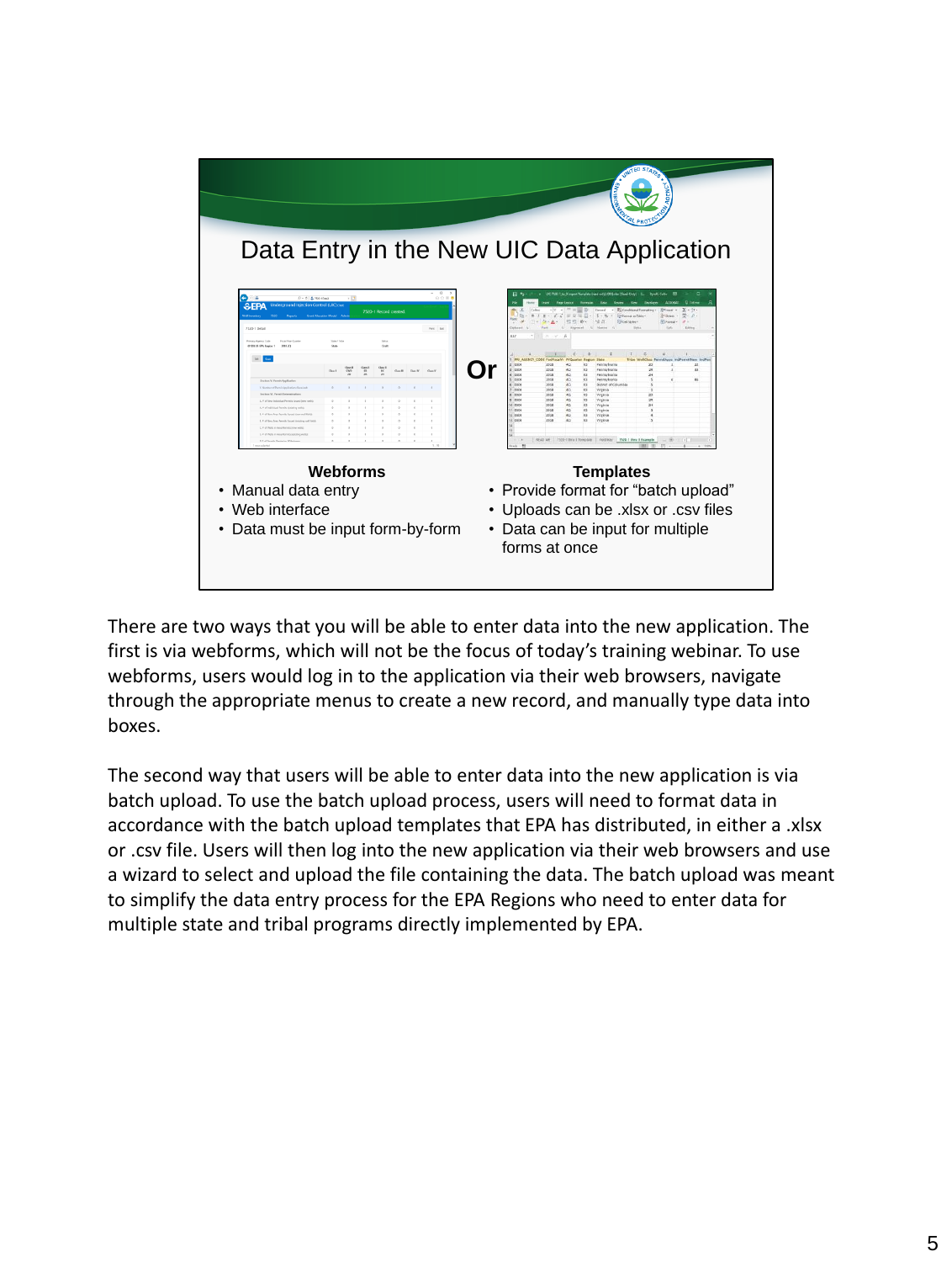# Data Entry in the New UIC Data Application

**Or**

**Webforms**

- Manual data entry
- Web interface
- Data must be input form-by-form

**Templates**

- Provide format for "batch upload"
- Uploads can be .xlsx or .csv files
- Data can be input for multiple forms at once

There are two ways that you will be able to enter data into the new application. The first is via webforms, which will not be the focus of today's training webinar. To use webforms, users would log in to the application via their web browsers, navigate through the appropriate menus to create a new record, and manually type data into boxes.

The second way that users will be able to enter data into the new application is via batch upload. To use the batch upload process, users will need to format data in accordance with the batch upload templates that EPA has distributed, in either a .xlsx or .csv file. Users will then log into the new application via their web browsers and use a wizard to select and upload the file containing the data. The batch upload was meant to simplify the data entry process for the EPA Regions who need to enter data for multiple state and tribal programs directly implemented by EPA.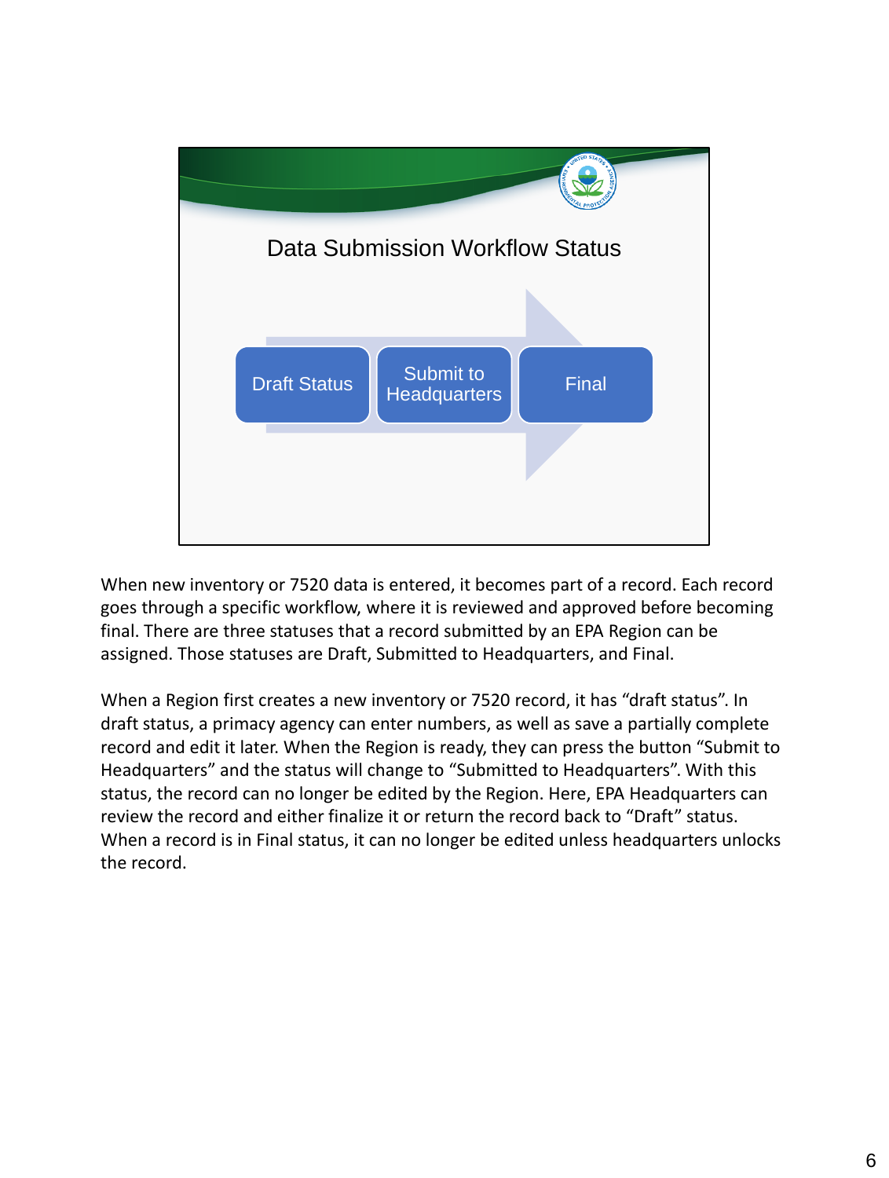## Data Submission Workflow Status

Draft Status → Submit to Headquarters → Final

When new inventory or 7520 data is entered, it becomes part of a record. Each record goes through a specific workflow, where it is reviewed and approved before becoming final. There are three statuses that a record submitted by an EPA Region can be assigned. Those statuses are Draft, Submitted to Headquarters, and Final.

When a Region first creates a new inventory or 7520 record, it has "draft status". In draft status, a primacy agency can enter numbers, as well as save a partially complete record and edit it later. When the Region is ready, they can press the button "Submit to Headquarters" and the status will change to "Submitted to Headquarters". With this status, the record can no longer be edited by the Region. Here, EPA Headquarters can review the record and either finalize it or return the record back to "Draft" status. When a record is in Final status, it can no longer be edited unless headquarters unlocks the record.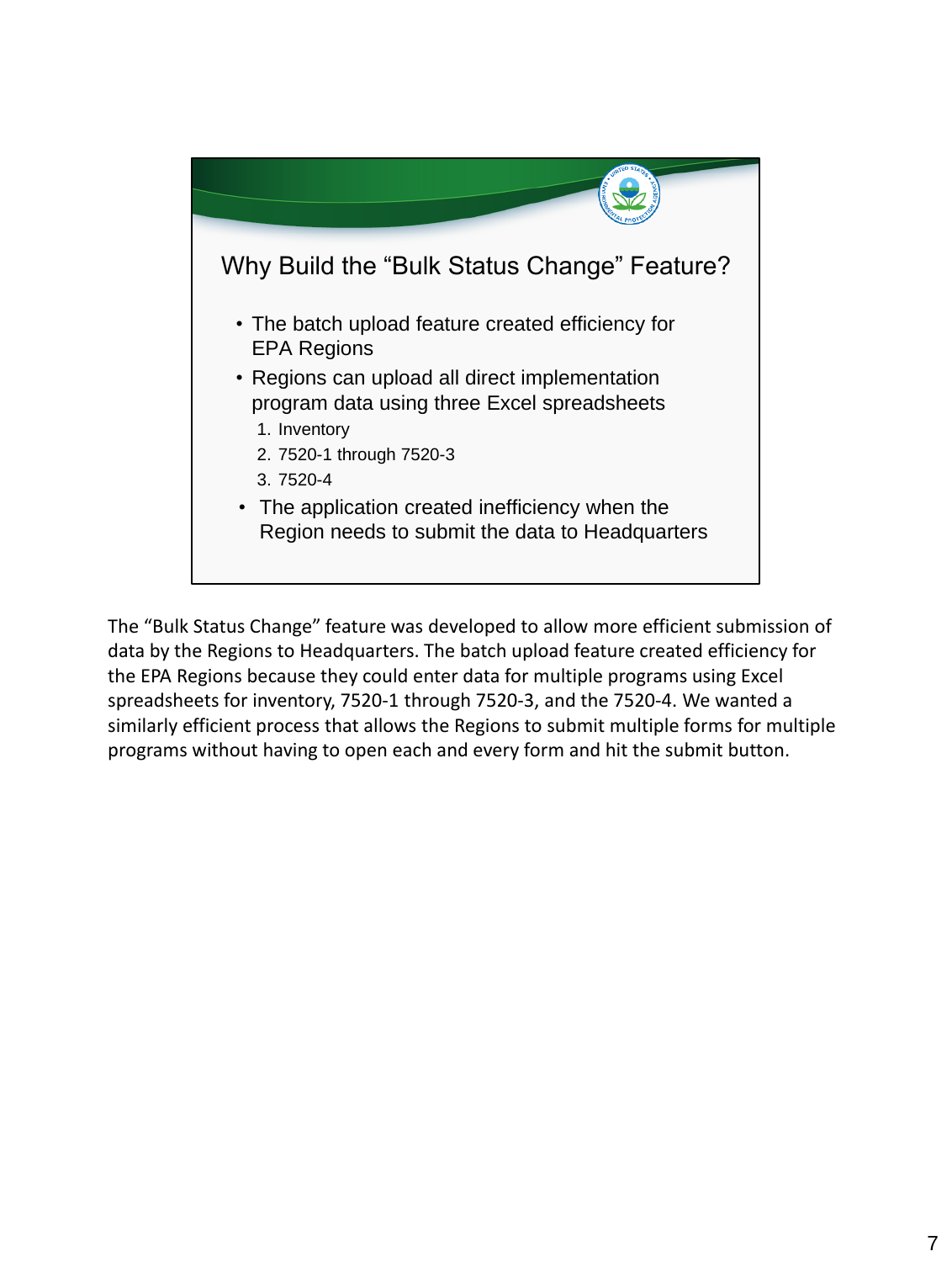## Why Build the "Bulk Status Change" Feature?

- The batch upload feature created efficiency for EPA Regions
- Regions can upload all direct implementation program data using three Excel spreadsheets
  1. Inventory
  2. 7520-1 through 7520-3
  3. 7520-4
- The application created inefficiency when the Region needs to submit the data to Headquarters

The "Bulk Status Change" feature was developed to allow more efficient submission of data by the Regions to Headquarters. The batch upload feature created efficiency for the EPA Regions because they could enter data for multiple programs using Excel spreadsheets for inventory, 7520-1 through 7520-3, and the 7520-4. We wanted a similarly efficient process that allows the Regions to submit multiple forms for multiple programs without having to open each and every form and hit the submit button.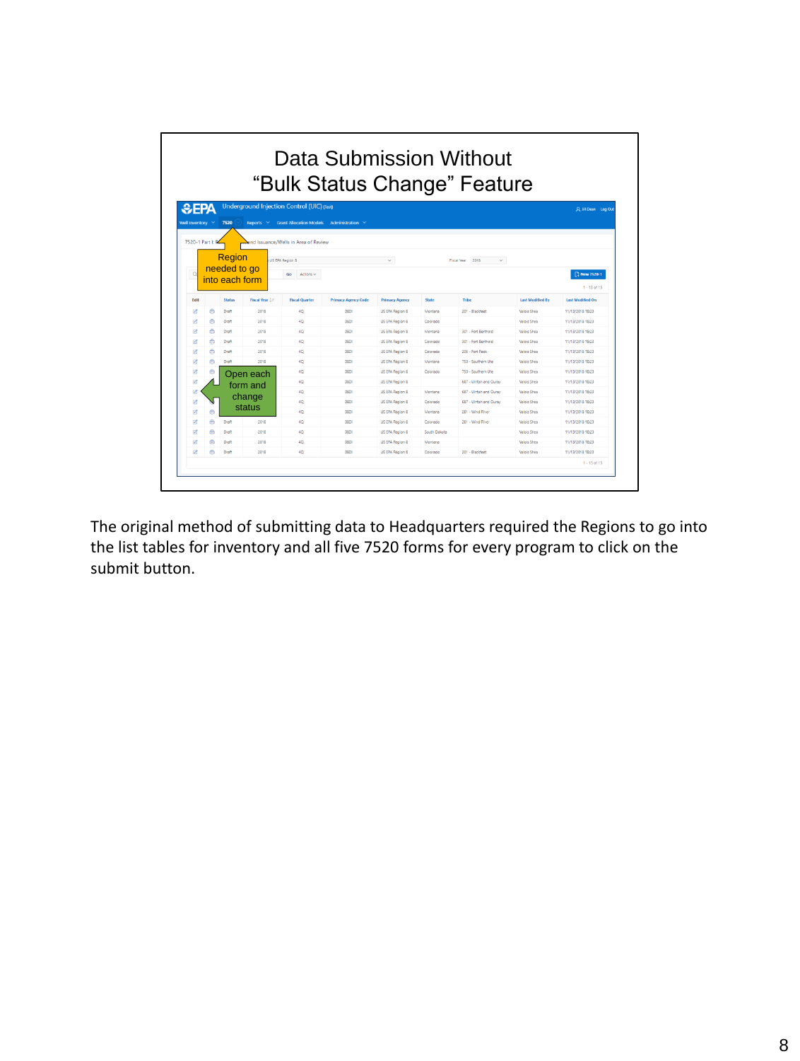# Data Submission Without "Bulk Status Change" Feature

Region needed to go into each form

Open each form and change status

The original method of submitting data to Headquarters required the Regions to go into the list tables for inventory and all five 7520 forms for every program to click on the submit button.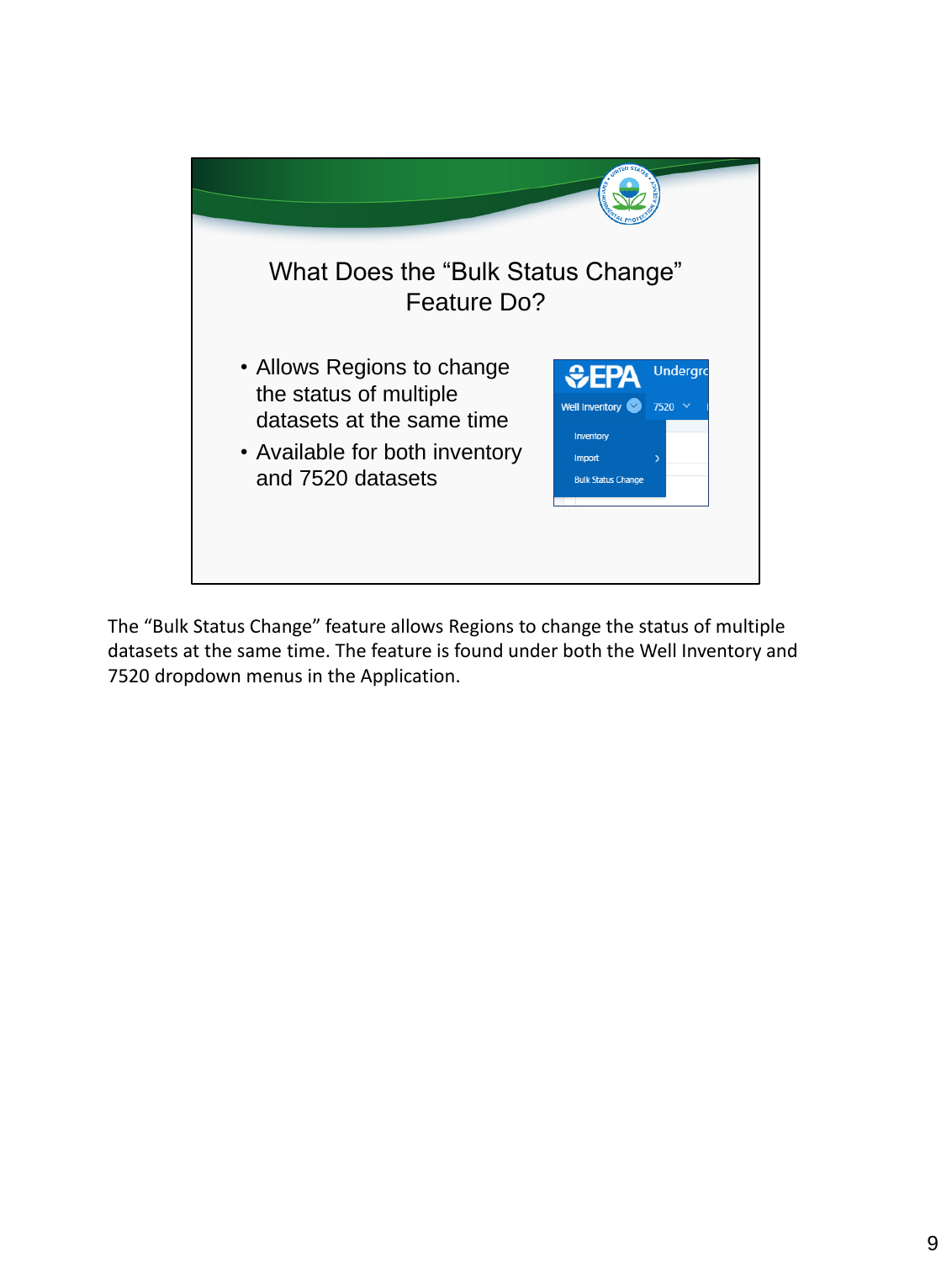## What Does the "Bulk Status Change" Feature Do?

- Allows Regions to change the status of multiple datasets at the same time
- Available for both inventory and 7520 datasets

The "Bulk Status Change" feature allows Regions to change the status of multiple datasets at the same time. The feature is found under both the Well Inventory and 7520 dropdown menus in the Application.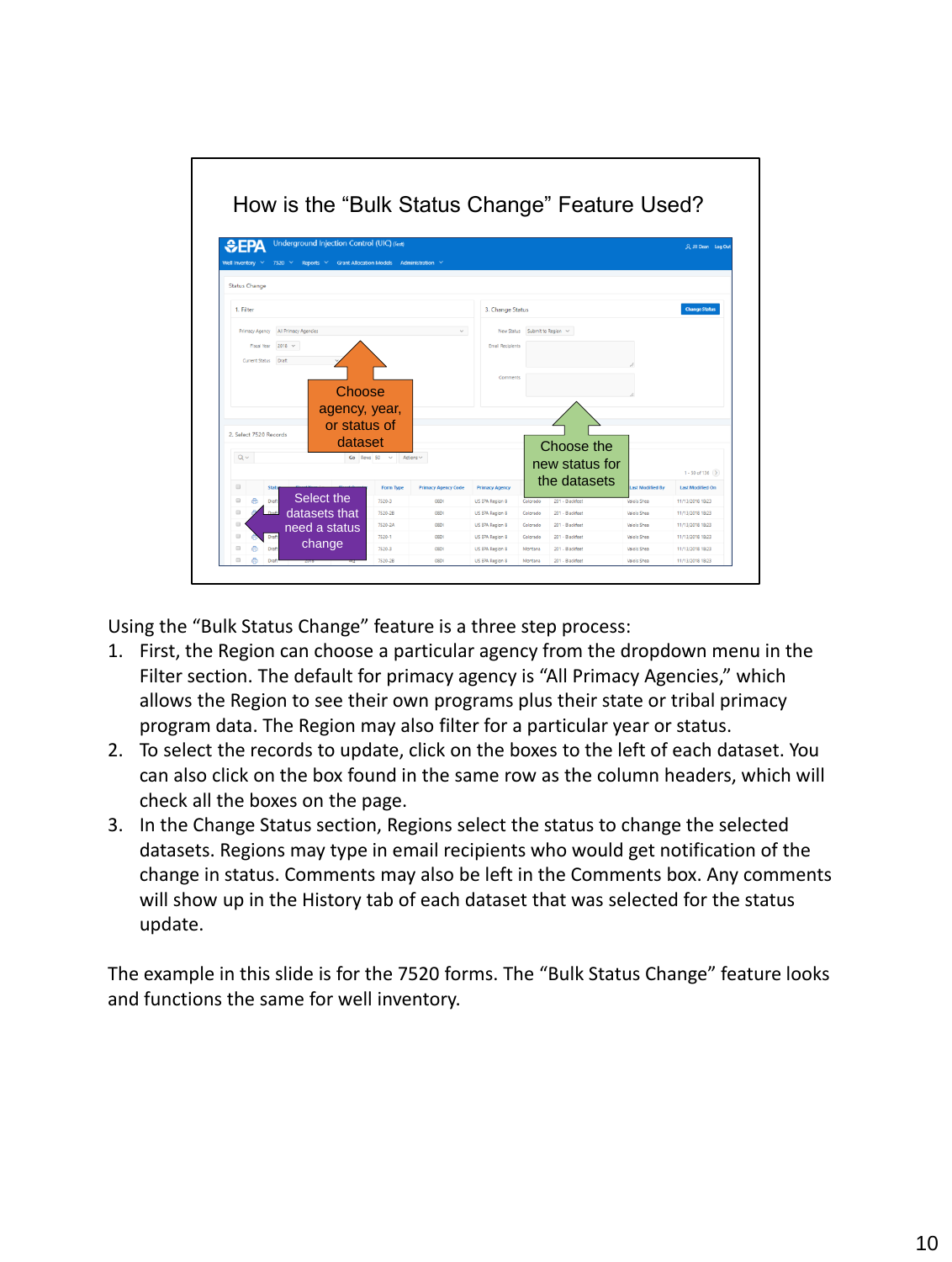## How is the "Bulk Status Change" Feature Used?

Choose agency, year, or status of dataset

Choose the new status for the datasets

Select the datasets that need a status change

Using the "Bulk Status Change" feature is a three step process:

1. First, the Region can choose a particular agency from the dropdown menu in the Filter section. The default for primacy agency is "All Primacy Agencies," which allows the Region to see their own programs plus their state or tribal primacy program data. The Region may also filter for a particular year or status.
2. To select the records to update, click on the boxes to the left of each dataset. You can also click on the box found in the same row as the column headers, which will check all the boxes on the page.
3. In the Change Status section, Regions select the status to change the selected datasets. Regions may type in email recipients who would get notification of the change in status. Comments may also be left in the Comments box. Any comments will show up in the History tab of each dataset that was selected for the status update.

The example in this slide is for the 7520 forms. The "Bulk Status Change" feature looks and functions the same for well inventory.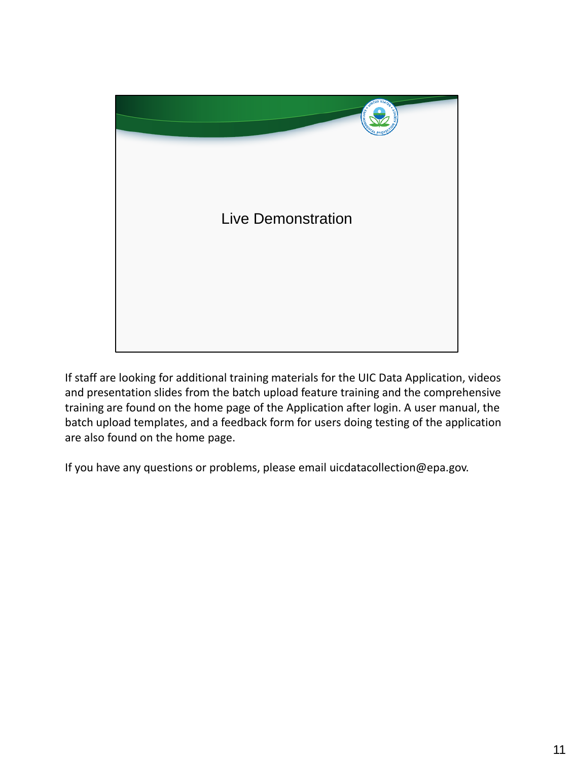Live Demonstration

If staff are looking for additional training materials for the UIC Data Application, videos and presentation slides from the batch upload feature training and the comprehensive training are found on the home page of the Application after login. A user manual, the batch upload templates, and a feedback form for users doing testing of the application are also found on the home page.

If you have any questions or problems, please email uicdatacollection@epa.gov.